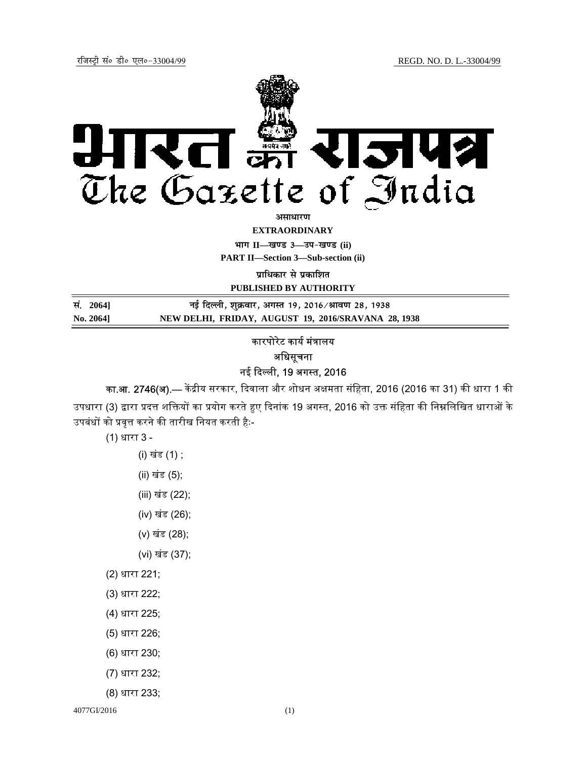रजिस्ट्री सं० डी० एल०-33004/99 REGD. NO. D. L.-33004/99

# भारत का राजपत्र
# The Gazette of India

**असाधारण**

**EXTRAORDINARY**

**भाग II—खण्ड 3—उप-खण्ड (ii)**

**PART II—Section 3—Sub-section (ii)**

**प्राधिकार से प्रकाशित**

**PUBLISHED BY AUTHORITY**

| सं. 2064] | नई दिल्ली, शुक्रवार, अगस्त 19, 2016/श्रावण 28, 1938 |
|---|---|
| No. 2064] | NEW DELHI, FRIDAY, AUGUST 19, 2016/SRAVANA 28, 1938 |

कारपोरेट कार्य मंत्रालय

अधिसूचना

नई दिल्ली, 19 अगस्त, 2016

**का.आ. 2746(अ).**— केंद्रीय सरकार, दिवाला और शोधन अक्षमता संहिता, 2016 (2016 का 31) की धारा 1 की उपधारा (3) द्वारा प्रदत्त शक्तियों का प्रयोग करते हुए दिनांक 19 अगस्त, 2016 को उक्त संहिता की निम्नलिखित धाराओं के उपबंधों को प्रवृत्त करने की तारीख नियत करती हैः-

(1) धारा 3 -

(i) खंड (1) ;

(ii) खंड (5);

(iii) खंड (22);

(iv) खंड (26);

(v) खंड (28);

(vi) खंड (37);

(2) धारा 221;

(3) धारा 222;

(4) धारा 225;

(5) धारा 226;

(6) धारा 230;

(7) धारा 232;

(8) धारा 233;

4077GI/2016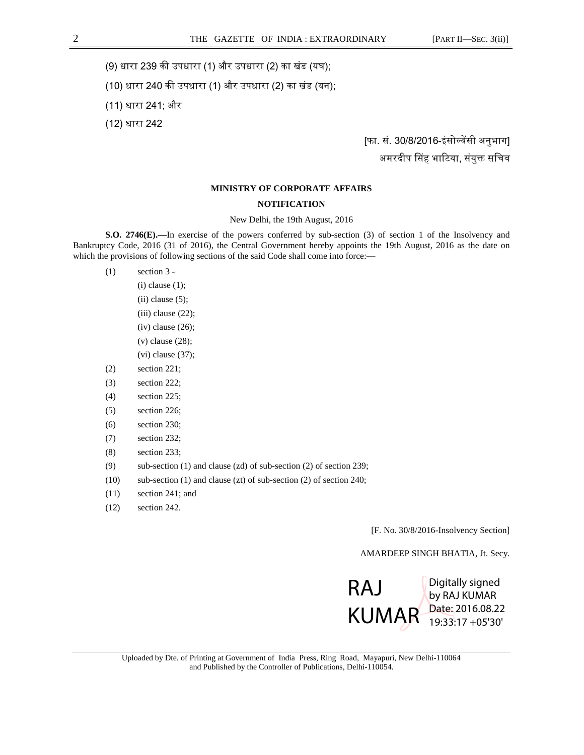(9) धारा 239 की उपधारा (1) और उपधारा (2) का खंड (यघ);

(10) धारा 240 की उपधारा (1) और उपधारा (2) का खंड (यन);

(11) धारा 241; और

(12) धारा 242

[फा. सं. 30/8/2016-इंसोल्वेंसी अनुभाग]

अमरदीप सिंह भाटिया, संयुक्त सचिव

## MINISTRY OF CORPORATE AFFAIRS

## NOTIFICATION

New Delhi, the 19th August, 2016

**S.O. 2746(E).—**In exercise of the powers conferred by sub-section (3) of section 1 of the Insolvency and Bankruptcy Code, 2016 (31 of 2016), the Central Government hereby appoints the 19th August, 2016 as the date on which the provisions of following sections of the said Code shall come into force:—

(1) section 3 -

  (i) clause (1);

  (ii) clause (5);

  (iii) clause (22);

  (iv) clause (26);

  (v) clause (28);

  (vi) clause (37);

(2) section 221;

(3) section 222;

(4) section 225;

(5) section 226;

(6) section 230;

(7) section 232;

(8) section 233;

(9) sub-section (1) and clause (zd) of sub-section (2) of section 239;

(10) sub-section (1) and clause (zt) of sub-section (2) of section 240;

(11) section 241; and

(12) section 242.

[F. No. 30/8/2016-Insolvency Section]

AMARDEEP SINGH BHATIA, Jt. Secy.

RAJ KUMAR Digitally signed by RAJ KUMAR Date: 2016.08.22 19:33:17 +05'30'

Uploaded by Dte. of Printing at Government of India Press, Ring Road, Mayapuri, New Delhi-110064 and Published by the Controller of Publications, Delhi-110054.